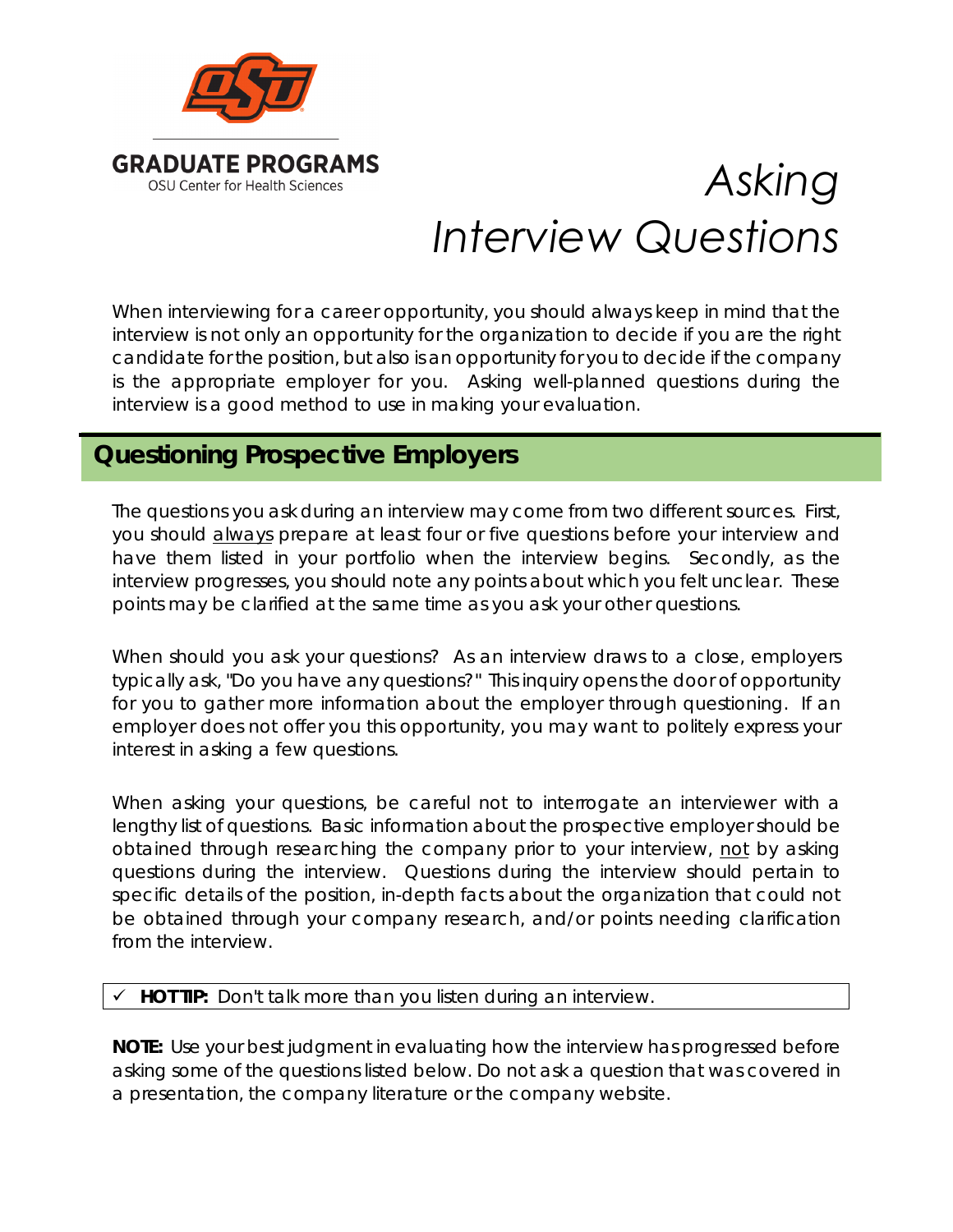GRADUATE PROGRAMS
OSU Center for Health Sciences

# *Asking Interview Questions*

When interviewing for a career opportunity, you should always keep in mind that the interview is not only an opportunity for the organization to decide if you are the right candidate for the position, but also is an opportunity for you to decide if the company is the appropriate employer for you. Asking well-planned questions during the interview is a good method to use in making your evaluation.

## Questioning Prospective Employers

The questions you ask during an interview may come from two different sources. First, you should <u>always</u> prepare at least four or five questions before your interview and have them listed in your portfolio when the interview begins. Secondly, as the interview progresses, you should note any points about which you felt unclear. These points may be clarified at the same time as you ask your other questions.

When should you ask your questions? As an interview draws to a close, employers typically ask, "Do you have any questions?" This inquiry opens the door of opportunity for you to gather more information about the employer through questioning. If an employer does not offer you this opportunity, you may want to politely express your interest in asking a few questions.

When asking your questions, be careful not to interrogate an interviewer with a lengthy list of questions. Basic information about the prospective employer should be obtained through researching the company prior to your interview, <u>not</u> by asking questions during the interview. Questions during the interview should pertain to specific details of the position, in-depth facts about the organization that could not be obtained through your company research, and/or points needing clarification from the interview.

✓ **HOT TIP:** Don't talk more than you listen during an interview.

**NOTE:** Use your best judgment in evaluating how the interview has progressed before asking some of the questions listed below. Do not ask a question that was covered in a presentation, the company literature or the company website.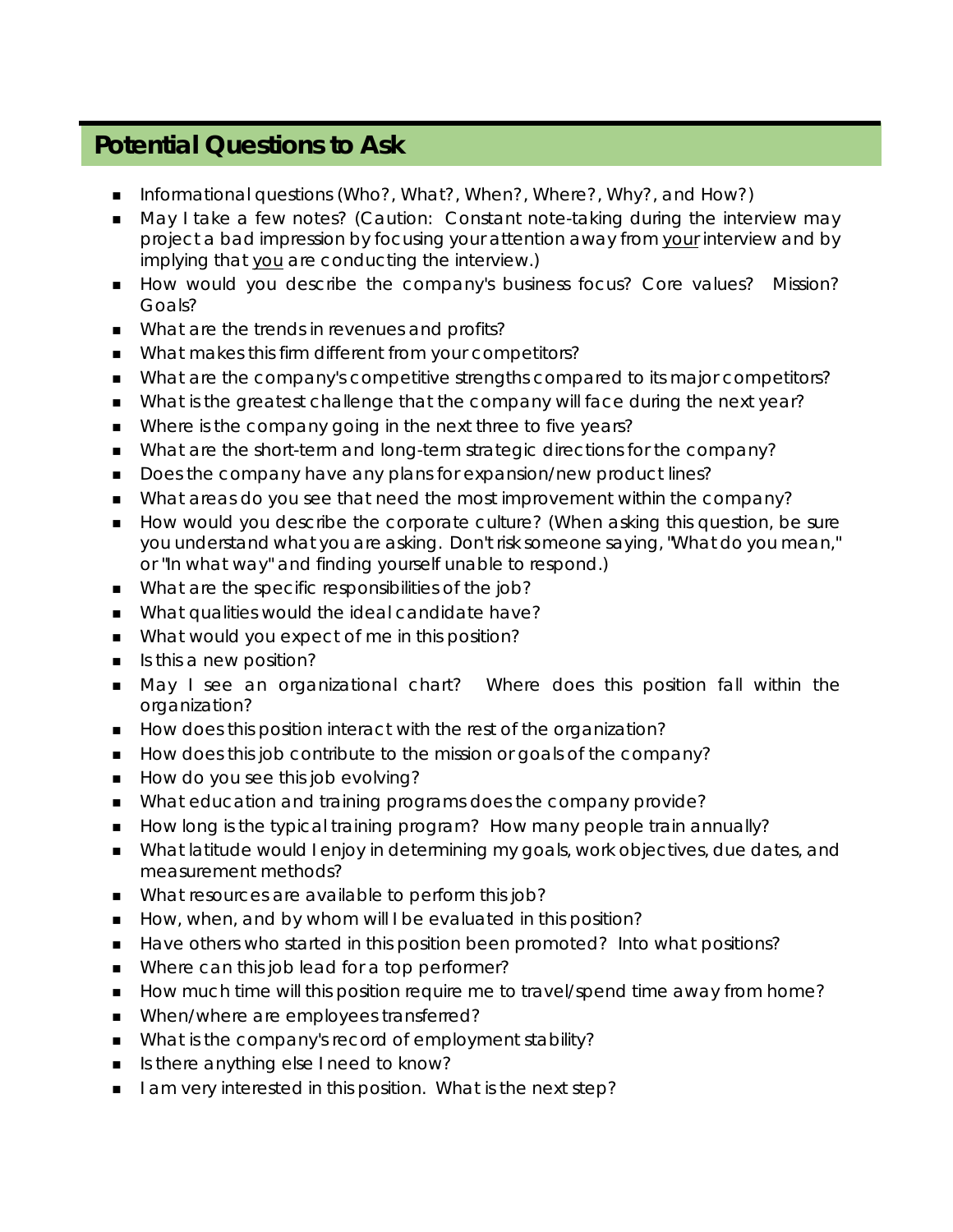## Potential Questions to Ask

- Informational questions (Who?, What?, When?, Where?, Why?, and How?)
- May I take a few notes? (Caution: Constant note-taking during the interview may project a bad impression by focusing your attention away from your interview and by implying that you are conducting the interview.)
- How would you describe the company's business focus? Core values? Mission? Goals?
- What are the trends in revenues and profits?
- What makes this firm different from your competitors?
- What are the company's competitive strengths compared to its major competitors?
- What is the greatest challenge that the company will face during the next year?
- Where is the company going in the next three to five years?
- What are the short-term and long-term strategic directions for the company?
- Does the company have any plans for expansion/new product lines?
- What areas do you see that need the most improvement within the company?
- How would you describe the corporate culture? (When asking this question, be sure you understand what you are asking. Don't risk someone saying, "What do you mean," or "In what way" and finding yourself unable to respond.)
- What are the specific responsibilities of the job?
- What qualities would the ideal candidate have?
- What would you expect of me in this position?
- Is this a new position?
- May I see an organizational chart? Where does this position fall within the organization?
- How does this position interact with the rest of the organization?
- How does this job contribute to the mission or goals of the company?
- How do you see this job evolving?
- What education and training programs does the company provide?
- How long is the typical training program? How many people train annually?
- What latitude would I enjoy in determining my goals, work objectives, due dates, and measurement methods?
- What resources are available to perform this job?
- How, when, and by whom will I be evaluated in this position?
- Have others who started in this position been promoted? Into what positions?
- Where can this job lead for a top performer?
- How much time will this position require me to travel/spend time away from home?
- When/where are employees transferred?
- What is the company's record of employment stability?
- Is there anything else I need to know?
- I am very interested in this position. What is the next step?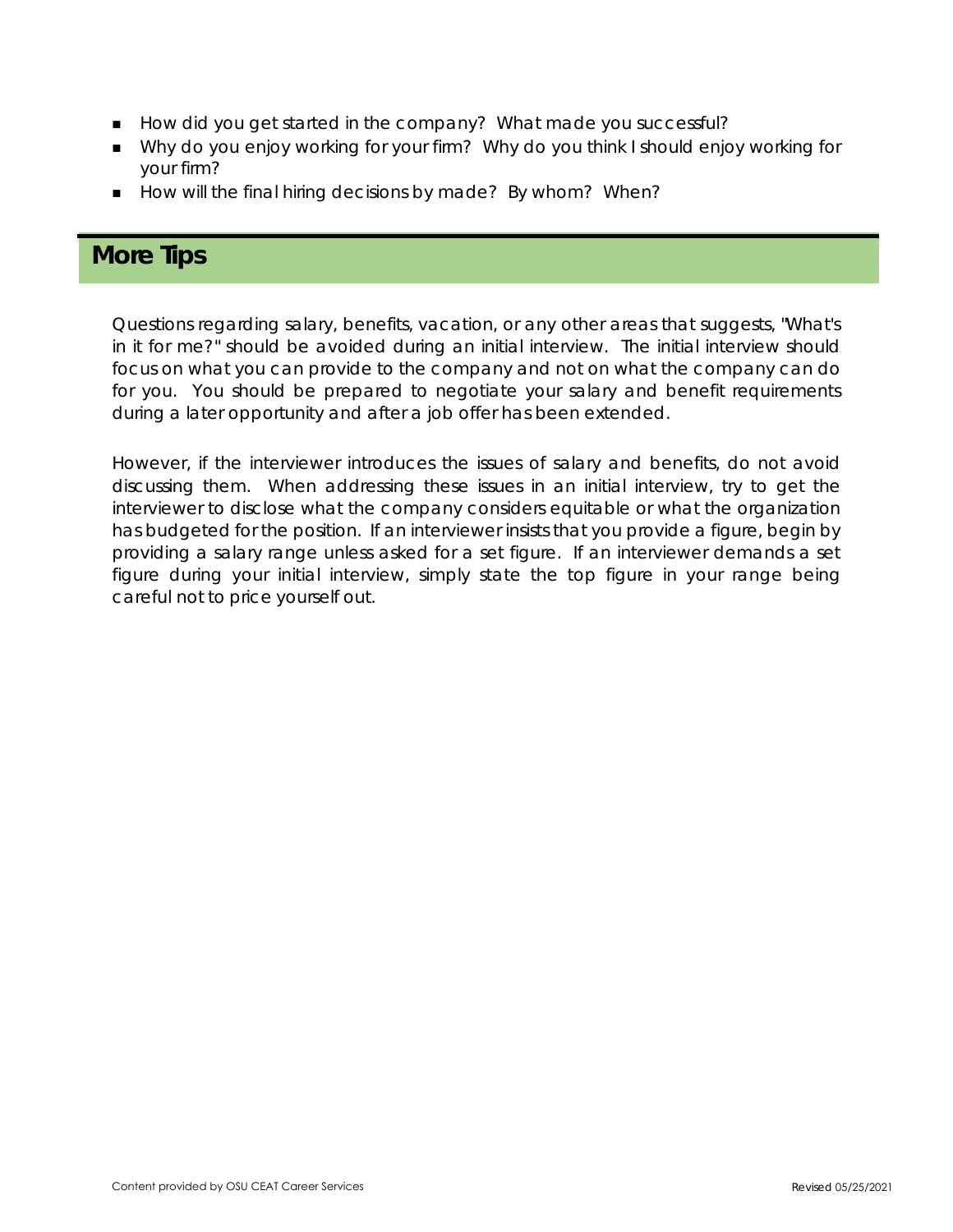- How did you get started in the company? What made you successful?
- Why do you enjoy working for your firm? Why do you think I should enjoy working for your firm?
- How will the final hiring decisions by made? By whom? When?

## More Tips

Questions regarding salary, benefits, vacation, or any other areas that suggests, "What's in it for me?" should be avoided during an initial interview. The initial interview should focus on what you can provide to the company and not on what the company can do for you. You should be prepared to negotiate your salary and benefit requirements during a later opportunity and after a job offer has been extended.

However, if the interviewer introduces the issues of salary and benefits, do not avoid discussing them. When addressing these issues in an initial interview, try to get the interviewer to disclose what the company considers equitable or what the organization has budgeted for the position. If an interviewer insists that you provide a figure, begin by providing a salary range unless asked for a set figure. If an interviewer demands a set figure during your initial interview, simply state the top figure in your range being careful not to price yourself out.

Content provided by OSU CEAT Career Services

Revised 05/25/2021